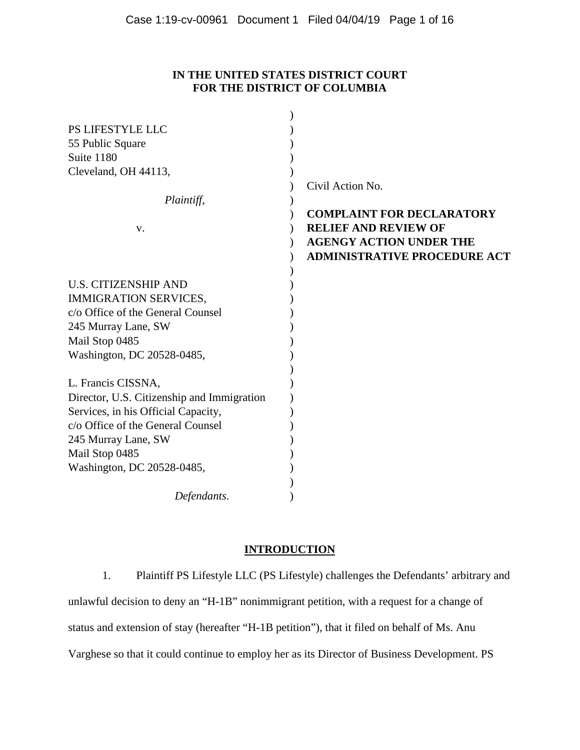**IN THE UNITED STATES DISTRICT COURT**
**FOR THE DISTRICT OF COLUMBIA**

| | |
|---|---|
| PS LIFESTYLE LLC<br>55 Public Square<br>Suite 1180<br>Cleveland, OH 44113,<br><br>*Plaintiff*,<br><br>v.<br><br>U.S. CITIZENSHIP AND IMMIGRATION SERVICES,<br>c/o Office of the General Counsel<br>245 Murray Lane, SW<br>Mail Stop 0485<br>Washington, DC 20528-0485,<br><br>L. Francis CISSNA,<br>Director, U.S. Citizenship and Immigration Services, in his Official Capacity,<br>c/o Office of the General Counsel<br>245 Murray Lane, SW<br>Mail Stop 0485<br>Washington, DC 20528-0485,<br><br>*Defendants*. | Civil Action No.<br><br>**COMPLAINT FOR DECLARATORY RELIEF AND REVIEW OF AGENGY ACTION UNDER THE ADMINISTRATIVE PROCEDURE ACT** |

## INTRODUCTION

1. Plaintiff PS Lifestyle LLC (PS Lifestyle) challenges the Defendants' arbitrary and unlawful decision to deny an "H-1B" nonimmigrant petition, with a request for a change of status and extension of stay (hereafter "H-1B petition"), that it filed on behalf of Ms. Anu Varghese so that it could continue to employ her as its Director of Business Development. PS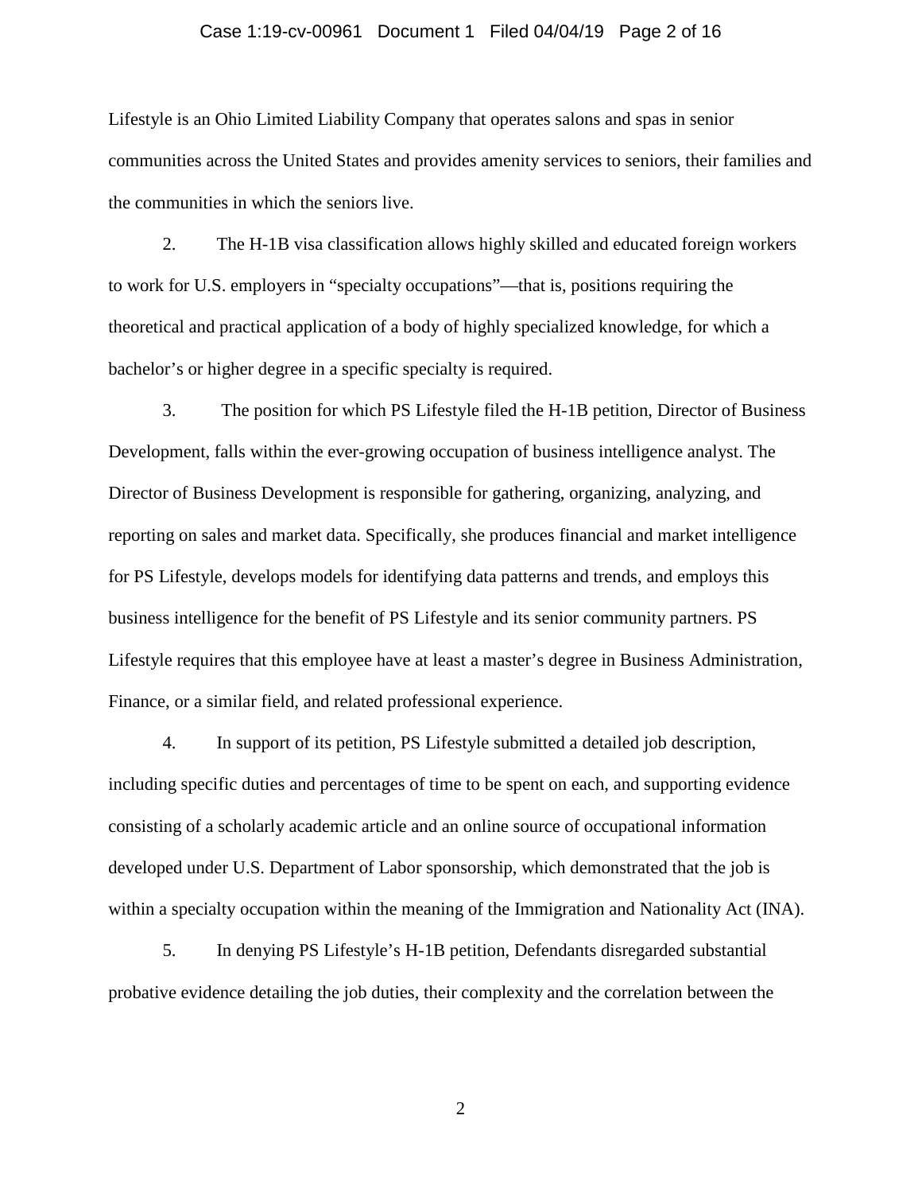Lifestyle is an Ohio Limited Liability Company that operates salons and spas in senior communities across the United States and provides amenity services to seniors, their families and the communities in which the seniors live.

2. The H-1B visa classification allows highly skilled and educated foreign workers to work for U.S. employers in "specialty occupations"—that is, positions requiring the theoretical and practical application of a body of highly specialized knowledge, for which a bachelor's or higher degree in a specific specialty is required.

3. The position for which PS Lifestyle filed the H-1B petition, Director of Business Development, falls within the ever-growing occupation of business intelligence analyst. The Director of Business Development is responsible for gathering, organizing, analyzing, and reporting on sales and market data. Specifically, she produces financial and market intelligence for PS Lifestyle, develops models for identifying data patterns and trends, and employs this business intelligence for the benefit of PS Lifestyle and its senior community partners. PS Lifestyle requires that this employee have at least a master's degree in Business Administration, Finance, or a similar field, and related professional experience.

4. In support of its petition, PS Lifestyle submitted a detailed job description, including specific duties and percentages of time to be spent on each, and supporting evidence consisting of a scholarly academic article and an online source of occupational information developed under U.S. Department of Labor sponsorship, which demonstrated that the job is within a specialty occupation within the meaning of the Immigration and Nationality Act (INA).

5. In denying PS Lifestyle's H-1B petition, Defendants disregarded substantial probative evidence detailing the job duties, their complexity and the correlation between the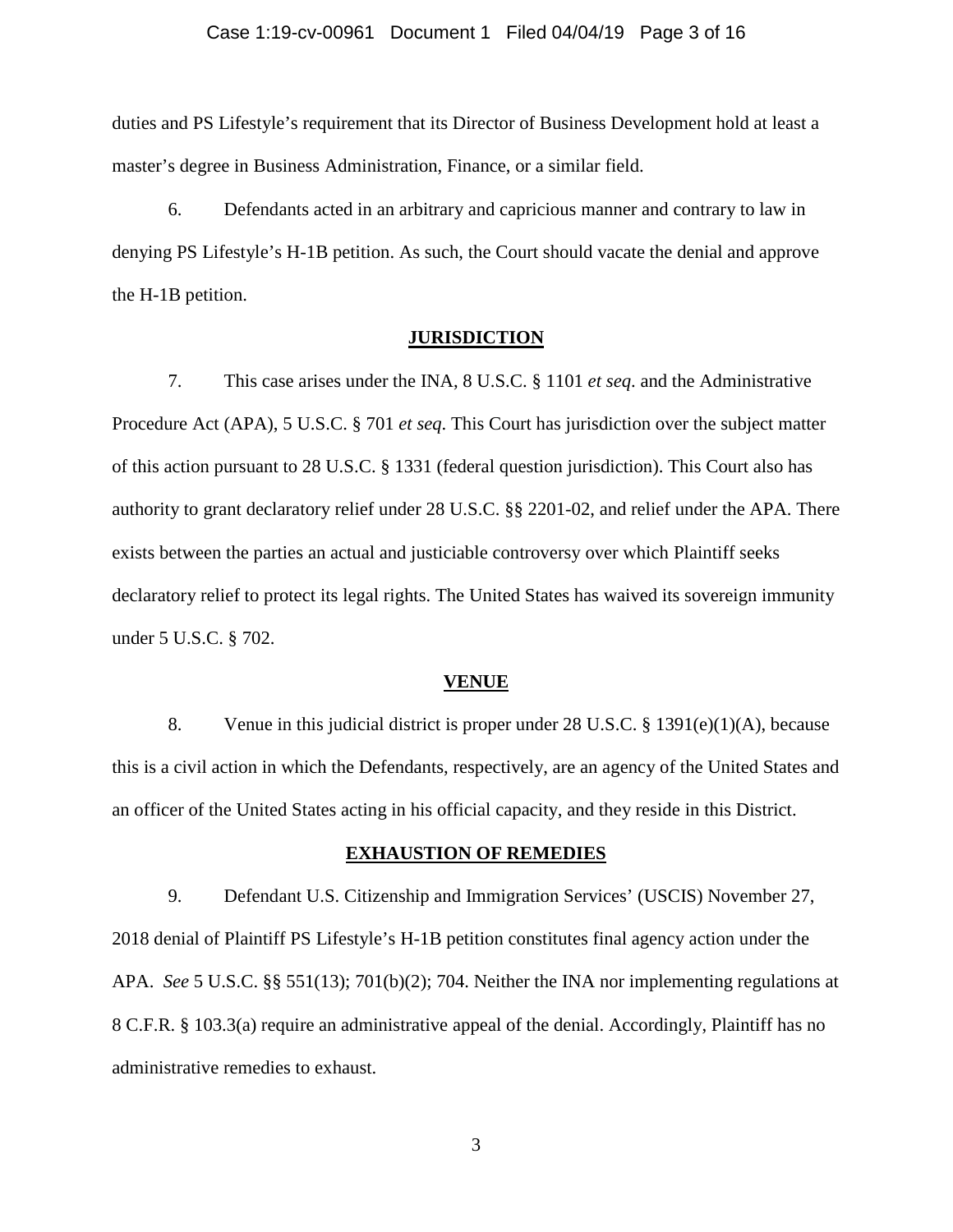duties and PS Lifestyle's requirement that its Director of Business Development hold at least a master's degree in Business Administration, Finance, or a similar field.

6. Defendants acted in an arbitrary and capricious manner and contrary to law in denying PS Lifestyle's H-1B petition. As such, the Court should vacate the denial and approve the H-1B petition.

## JURISDICTION

7. This case arises under the INA, 8 U.S.C. § 1101 *et seq*. and the Administrative Procedure Act (APA), 5 U.S.C. § 701 *et seq*. This Court has jurisdiction over the subject matter of this action pursuant to 28 U.S.C. § 1331 (federal question jurisdiction). This Court also has authority to grant declaratory relief under 28 U.S.C. §§ 2201-02, and relief under the APA. There exists between the parties an actual and justiciable controversy over which Plaintiff seeks declaratory relief to protect its legal rights. The United States has waived its sovereign immunity under 5 U.S.C. § 702.

## VENUE

8. Venue in this judicial district is proper under 28 U.S.C. § 1391(e)(1)(A), because this is a civil action in which the Defendants, respectively, are an agency of the United States and an officer of the United States acting in his official capacity, and they reside in this District.

## EXHAUSTION OF REMEDIES

9. Defendant U.S. Citizenship and Immigration Services' (USCIS) November 27, 2018 denial of Plaintiff PS Lifestyle's H-1B petition constitutes final agency action under the APA. *See* 5 U.S.C. §§ 551(13); 701(b)(2); 704. Neither the INA nor implementing regulations at 8 C.F.R. § 103.3(a) require an administrative appeal of the denial. Accordingly, Plaintiff has no administrative remedies to exhaust.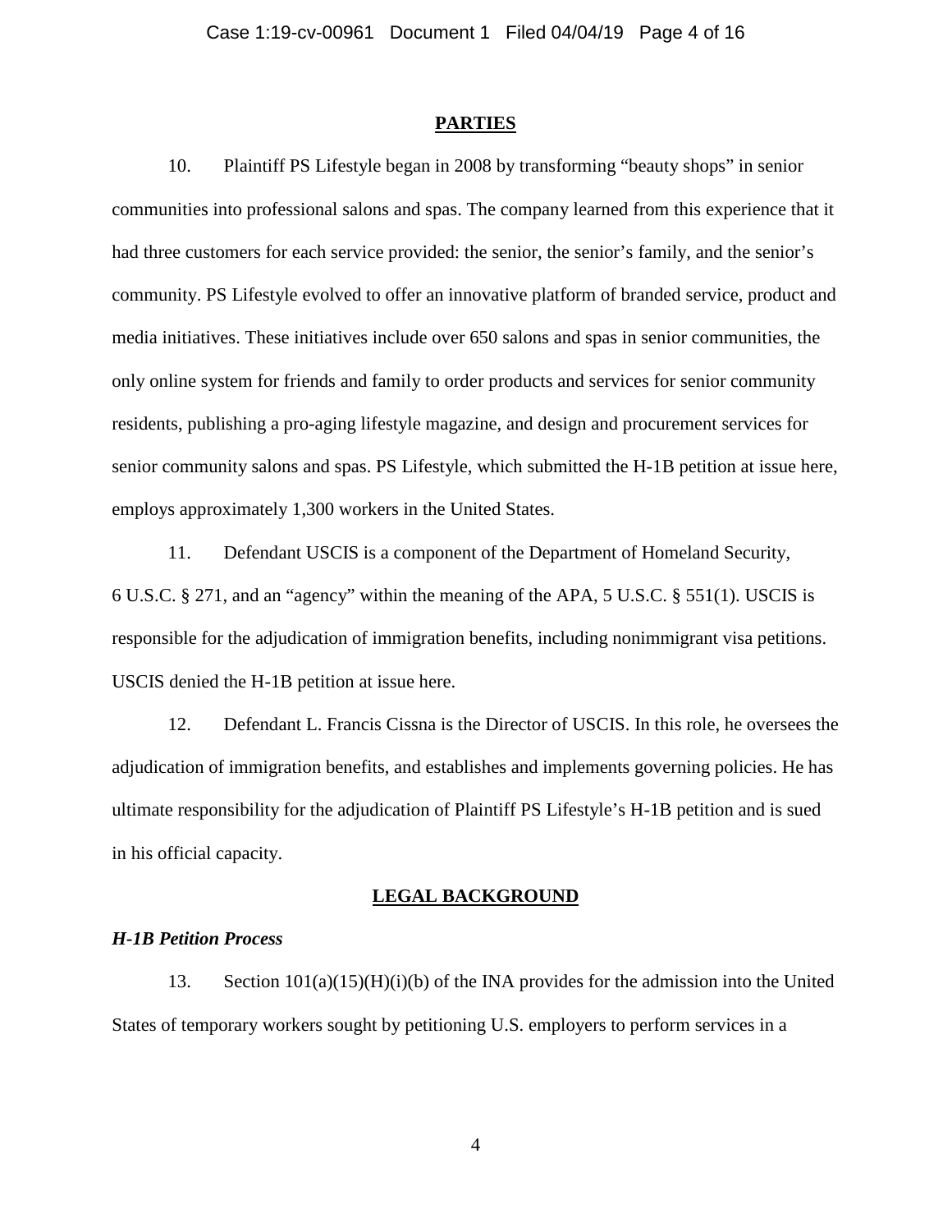## PARTIES

10. Plaintiff PS Lifestyle began in 2008 by transforming "beauty shops" in senior communities into professional salons and spas. The company learned from this experience that it had three customers for each service provided: the senior, the senior's family, and the senior's community. PS Lifestyle evolved to offer an innovative platform of branded service, product and media initiatives. These initiatives include over 650 salons and spas in senior communities, the only online system for friends and family to order products and services for senior community residents, publishing a pro-aging lifestyle magazine, and design and procurement services for senior community salons and spas. PS Lifestyle, which submitted the H-1B petition at issue here, employs approximately 1,300 workers in the United States.

11. Defendant USCIS is a component of the Department of Homeland Security, 6 U.S.C. § 271, and an "agency" within the meaning of the APA, 5 U.S.C. § 551(1). USCIS is responsible for the adjudication of immigration benefits, including nonimmigrant visa petitions. USCIS denied the H-1B petition at issue here.

12. Defendant L. Francis Cissna is the Director of USCIS. In this role, he oversees the adjudication of immigration benefits, and establishes and implements governing policies. He has ultimate responsibility for the adjudication of Plaintiff PS Lifestyle's H-1B petition and is sued in his official capacity.

## LEGAL BACKGROUND

### *H-1B Petition Process*

13. Section 101(a)(15)(H)(i)(b) of the INA provides for the admission into the United States of temporary workers sought by petitioning U.S. employers to perform services in a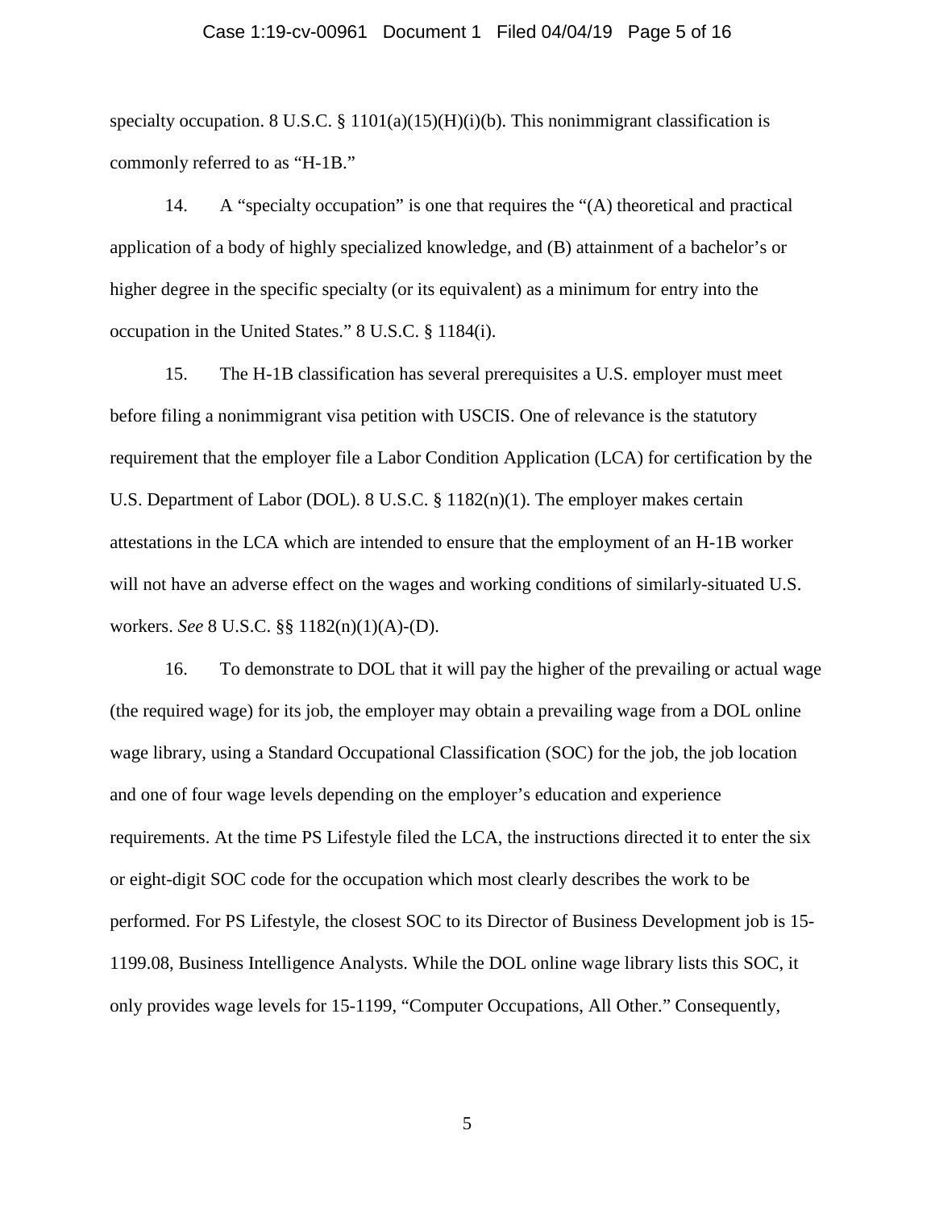specialty occupation. 8 U.S.C. § 1101(a)(15)(H)(i)(b). This nonimmigrant classification is commonly referred to as "H-1B."

14. A "specialty occupation" is one that requires the "(A) theoretical and practical application of a body of highly specialized knowledge, and (B) attainment of a bachelor's or higher degree in the specific specialty (or its equivalent) as a minimum for entry into the occupation in the United States." 8 U.S.C. § 1184(i).

15. The H-1B classification has several prerequisites a U.S. employer must meet before filing a nonimmigrant visa petition with USCIS. One of relevance is the statutory requirement that the employer file a Labor Condition Application (LCA) for certification by the U.S. Department of Labor (DOL). 8 U.S.C. § 1182(n)(1). The employer makes certain attestations in the LCA which are intended to ensure that the employment of an H-1B worker will not have an adverse effect on the wages and working conditions of similarly-situated U.S. workers. *See* 8 U.S.C. §§ 1182(n)(1)(A)-(D).

16. To demonstrate to DOL that it will pay the higher of the prevailing or actual wage (the required wage) for its job, the employer may obtain a prevailing wage from a DOL online wage library, using a Standard Occupational Classification (SOC) for the job, the job location and one of four wage levels depending on the employer's education and experience requirements. At the time PS Lifestyle filed the LCA, the instructions directed it to enter the six or eight-digit SOC code for the occupation which most clearly describes the work to be performed. For PS Lifestyle, the closest SOC to its Director of Business Development job is 15-1199.08, Business Intelligence Analysts. While the DOL online wage library lists this SOC, it only provides wage levels for 15-1199, "Computer Occupations, All Other." Consequently,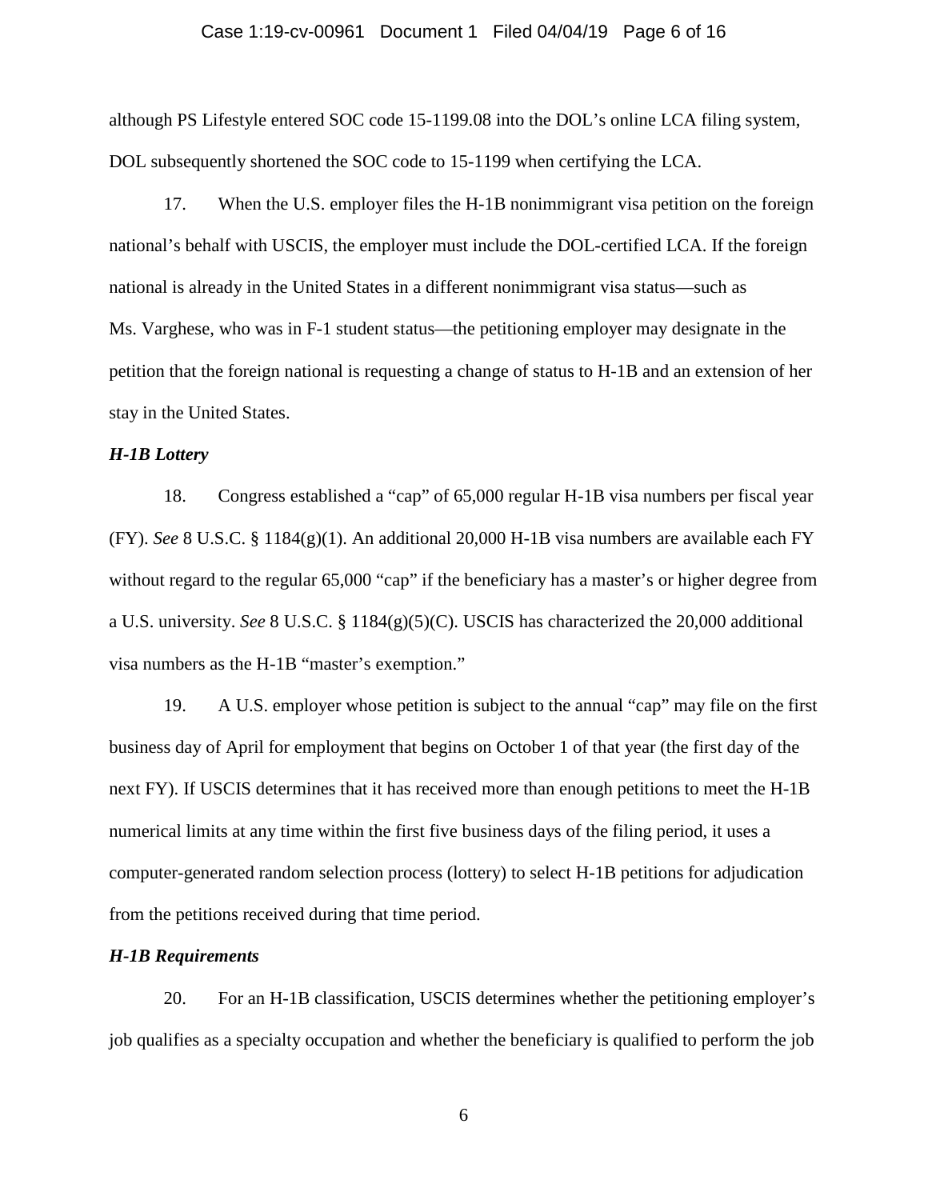although PS Lifestyle entered SOC code 15-1199.08 into the DOL's online LCA filing system, DOL subsequently shortened the SOC code to 15-1199 when certifying the LCA.

17. When the U.S. employer files the H-1B nonimmigrant visa petition on the foreign national's behalf with USCIS, the employer must include the DOL-certified LCA. If the foreign national is already in the United States in a different nonimmigrant visa status—such as Ms. Varghese, who was in F-1 student status—the petitioning employer may designate in the petition that the foreign national is requesting a change of status to H-1B and an extension of her stay in the United States.

***H-1B Lottery***

18. Congress established a "cap" of 65,000 regular H-1B visa numbers per fiscal year (FY). *See* 8 U.S.C. § 1184(g)(1). An additional 20,000 H-1B visa numbers are available each FY without regard to the regular 65,000 "cap" if the beneficiary has a master's or higher degree from a U.S. university. *See* 8 U.S.C. § 1184(g)(5)(C). USCIS has characterized the 20,000 additional visa numbers as the H-1B "master's exemption."

19. A U.S. employer whose petition is subject to the annual "cap" may file on the first business day of April for employment that begins on October 1 of that year (the first day of the next FY). If USCIS determines that it has received more than enough petitions to meet the H-1B numerical limits at any time within the first five business days of the filing period, it uses a computer-generated random selection process (lottery) to select H-1B petitions for adjudication from the petitions received during that time period.

***H-1B Requirements***

20. For an H-1B classification, USCIS determines whether the petitioning employer's job qualifies as a specialty occupation and whether the beneficiary is qualified to perform the job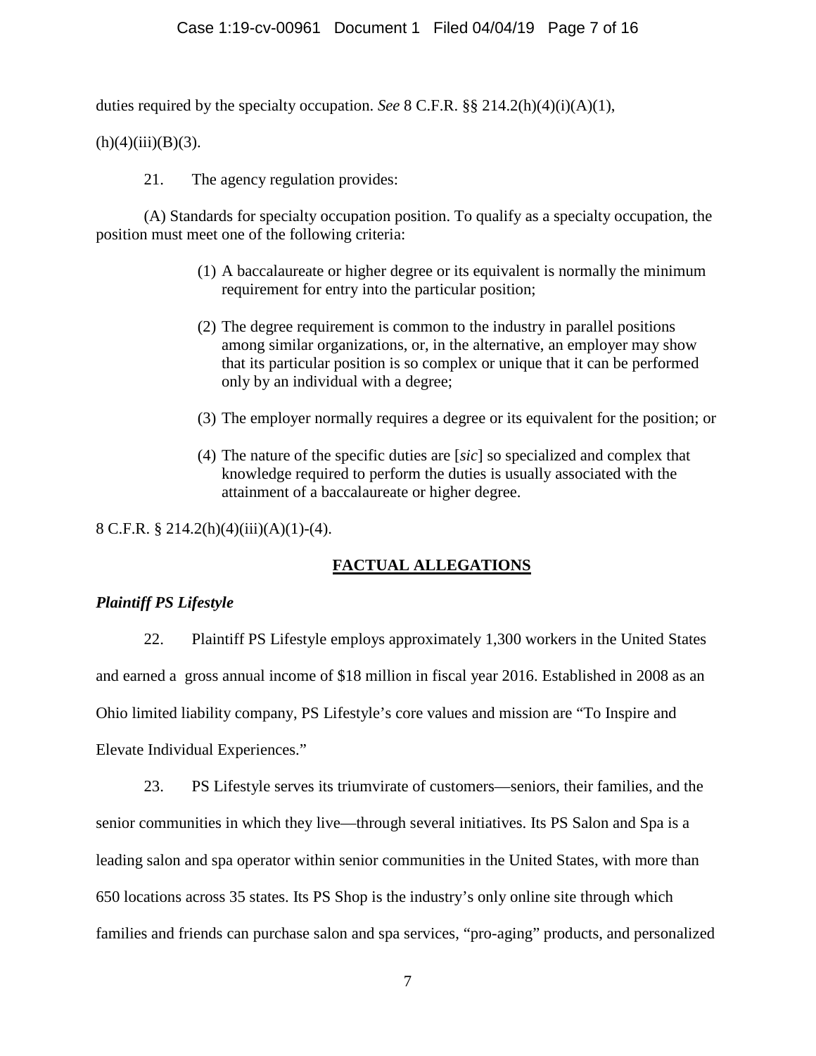duties required by the specialty occupation. *See* 8 C.F.R. §§ 214.2(h)(4)(i)(A)(1), (h)(4)(iii)(B)(3).

21. The agency regulation provides:

> (A) Standards for specialty occupation position. To qualify as a specialty occupation, the position must meet one of the following criteria:
>
> (1) A baccalaureate or higher degree or its equivalent is normally the minimum requirement for entry into the particular position;
>
> (2) The degree requirement is common to the industry in parallel positions among similar organizations, or, in the alternative, an employer may show that its particular position is so complex or unique that it can be performed only by an individual with a degree;
>
> (3) The employer normally requires a degree or its equivalent for the position; or
>
> (4) The nature of the specific duties are [*sic*] so specialized and complex that knowledge required to perform the duties is usually associated with the attainment of a baccalaureate or higher degree.

8 C.F.R. § 214.2(h)(4)(iii)(A)(1)-(4).

## FACTUAL ALLEGATIONS

### *Plaintiff PS Lifestyle*

22. Plaintiff PS Lifestyle employs approximately 1,300 workers in the United States and earned a gross annual income of $18 million in fiscal year 2016. Established in 2008 as an Ohio limited liability company, PS Lifestyle's core values and mission are "To Inspire and Elevate Individual Experiences."

23. PS Lifestyle serves its triumvirate of customers—seniors, their families, and the senior communities in which they live—through several initiatives. Its PS Salon and Spa is a leading salon and spa operator within senior communities in the United States, with more than 650 locations across 35 states. Its PS Shop is the industry's only online site through which families and friends can purchase salon and spa services, "pro-aging" products, and personalized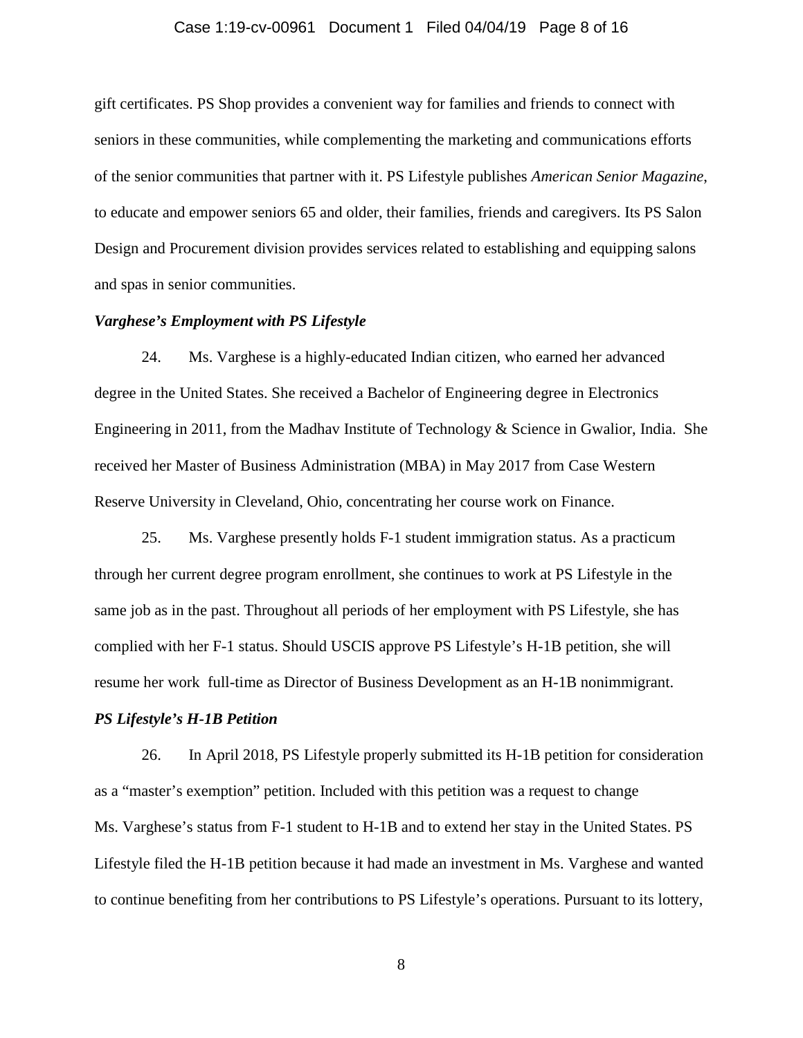gift certificates. PS Shop provides a convenient way for families and friends to connect with seniors in these communities, while complementing the marketing and communications efforts of the senior communities that partner with it. PS Lifestyle publishes *American Senior Magazine*, to educate and empower seniors 65 and older, their families, friends and caregivers. Its PS Salon Design and Procurement division provides services related to establishing and equipping salons and spas in senior communities.

***Varghese's Employment with PS Lifestyle***

24. Ms. Varghese is a highly-educated Indian citizen, who earned her advanced degree in the United States. She received a Bachelor of Engineering degree in Electronics Engineering in 2011, from the Madhav Institute of Technology & Science in Gwalior, India. She received her Master of Business Administration (MBA) in May 2017 from Case Western Reserve University in Cleveland, Ohio, concentrating her course work on Finance.

25. Ms. Varghese presently holds F-1 student immigration status. As a practicum through her current degree program enrollment, she continues to work at PS Lifestyle in the same job as in the past. Throughout all periods of her employment with PS Lifestyle, she has complied with her F-1 status. Should USCIS approve PS Lifestyle's H-1B petition, she will resume her work full-time as Director of Business Development as an H-1B nonimmigrant.

***PS Lifestyle's H-1B Petition***

26. In April 2018, PS Lifestyle properly submitted its H-1B petition for consideration as a "master's exemption" petition. Included with this petition was a request to change Ms. Varghese's status from F-1 student to H-1B and to extend her stay in the United States. PS Lifestyle filed the H-1B petition because it had made an investment in Ms. Varghese and wanted to continue benefiting from her contributions to PS Lifestyle's operations. Pursuant to its lottery,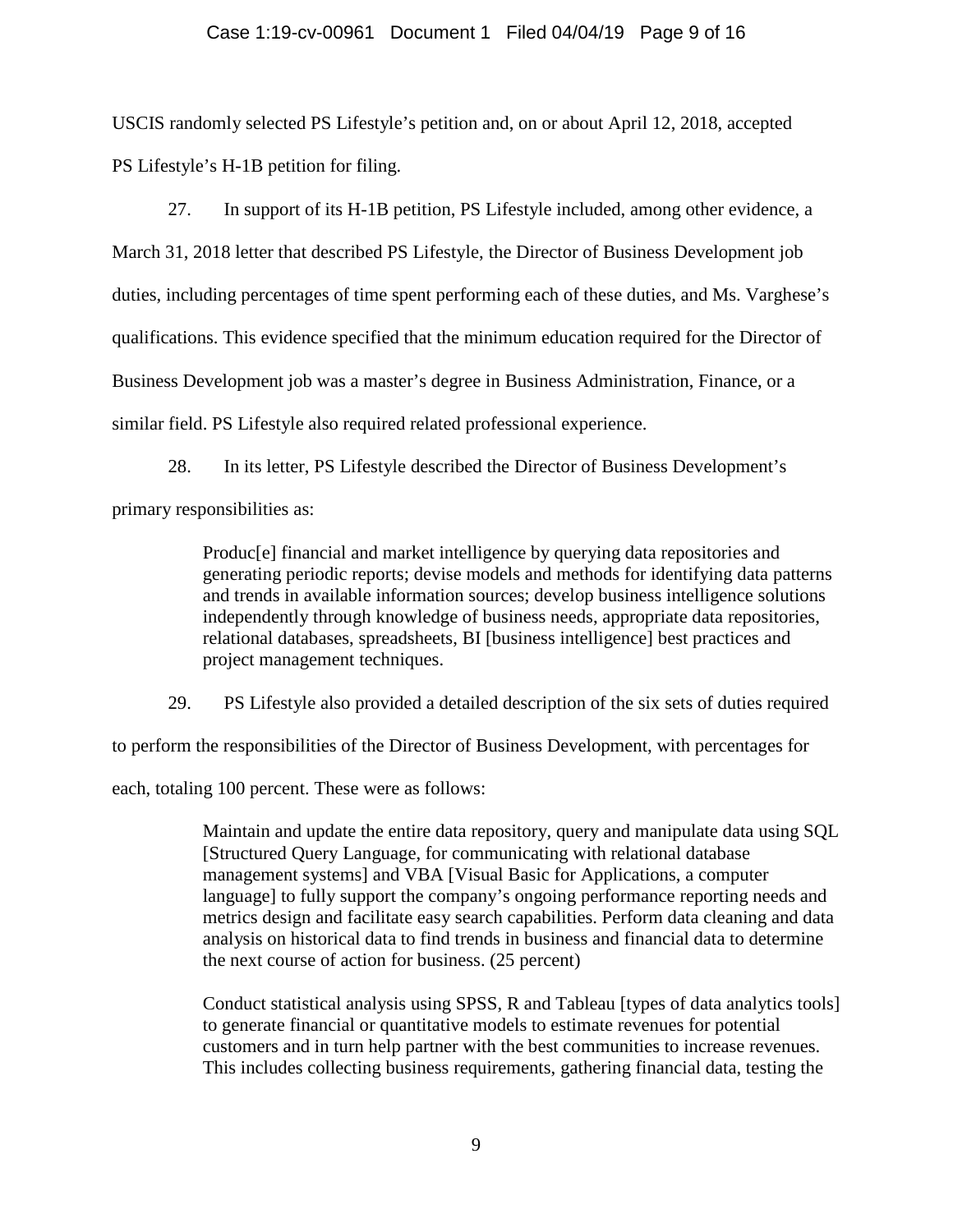USCIS randomly selected PS Lifestyle's petition and, on or about April 12, 2018, accepted PS Lifestyle's H-1B petition for filing.

27. In support of its H-1B petition, PS Lifestyle included, among other evidence, a March 31, 2018 letter that described PS Lifestyle, the Director of Business Development job duties, including percentages of time spent performing each of these duties, and Ms. Varghese's qualifications. This evidence specified that the minimum education required for the Director of Business Development job was a master's degree in Business Administration, Finance, or a similar field. PS Lifestyle also required related professional experience.

28. In its letter, PS Lifestyle described the Director of Business Development's primary responsibilities as:

> Produc[e] financial and market intelligence by querying data repositories and generating periodic reports; devise models and methods for identifying data patterns and trends in available information sources; develop business intelligence solutions independently through knowledge of business needs, appropriate data repositories, relational databases, spreadsheets, BI [business intelligence] best practices and project management techniques.

29. PS Lifestyle also provided a detailed description of the six sets of duties required to perform the responsibilities of the Director of Business Development, with percentages for each, totaling 100 percent. These were as follows:

> Maintain and update the entire data repository, query and manipulate data using SQL [Structured Query Language, for communicating with relational database management systems] and VBA [Visual Basic for Applications, a computer language] to fully support the company's ongoing performance reporting needs and metrics design and facilitate easy search capabilities. Perform data cleaning and data analysis on historical data to find trends in business and financial data to determine the next course of action for business. (25 percent)
>
> Conduct statistical analysis using SPSS, R and Tableau [types of data analytics tools] to generate financial or quantitative models to estimate revenues for potential customers and in turn help partner with the best communities to increase revenues. This includes collecting business requirements, gathering financial data, testing the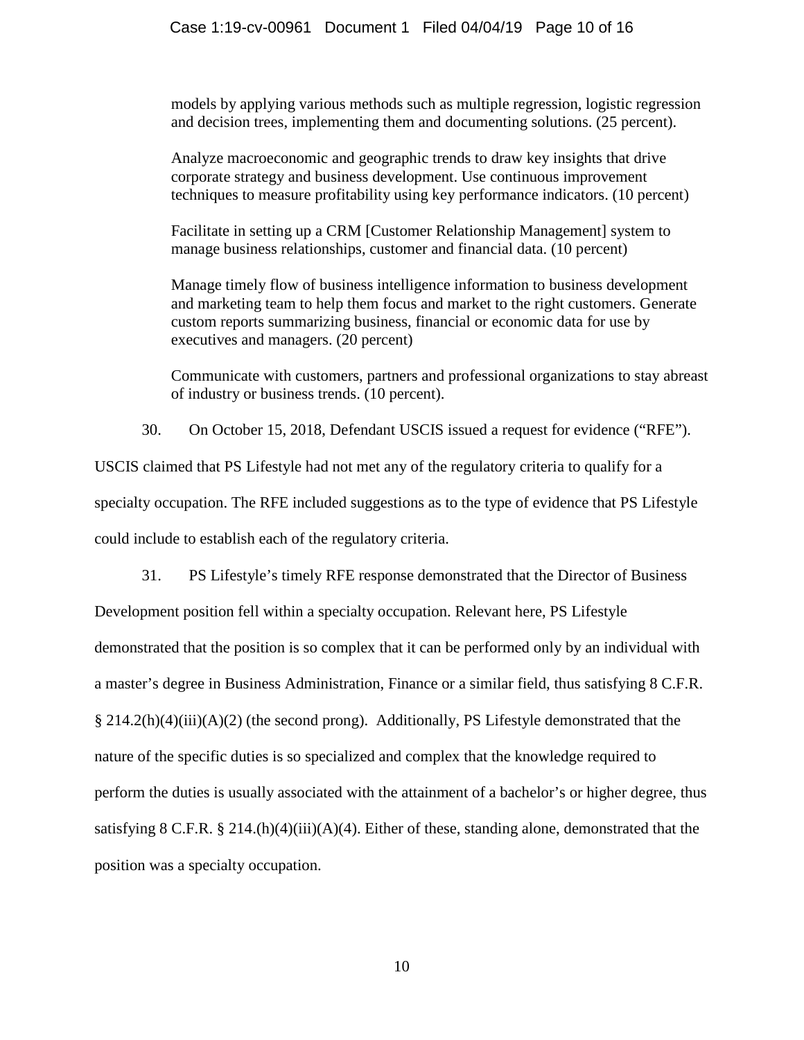models by applying various methods such as multiple regression, logistic regression and decision trees, implementing them and documenting solutions. (25 percent).

> Analyze macroeconomic and geographic trends to draw key insights that drive corporate strategy and business development. Use continuous improvement techniques to measure profitability using key performance indicators. (10 percent)
>
> Facilitate in setting up a CRM [Customer Relationship Management] system to manage business relationships, customer and financial data. (10 percent)
>
> Manage timely flow of business intelligence information to business development and marketing team to help them focus and market to the right customers. Generate custom reports summarizing business, financial or economic data for use by executives and managers. (20 percent)
>
> Communicate with customers, partners and professional organizations to stay abreast of industry or business trends. (10 percent).

30. On October 15, 2018, Defendant USCIS issued a request for evidence ("RFE"). USCIS claimed that PS Lifestyle had not met any of the regulatory criteria to qualify for a specialty occupation. The RFE included suggestions as to the type of evidence that PS Lifestyle could include to establish each of the regulatory criteria.

31. PS Lifestyle's timely RFE response demonstrated that the Director of Business Development position fell within a specialty occupation. Relevant here, PS Lifestyle demonstrated that the position is so complex that it can be performed only by an individual with a master's degree in Business Administration, Finance or a similar field, thus satisfying 8 C.F.R. § 214.2(h)(4)(iii)(A)(2) (the second prong). Additionally, PS Lifestyle demonstrated that the nature of the specific duties is so specialized and complex that the knowledge required to perform the duties is usually associated with the attainment of a bachelor's or higher degree, thus satisfying 8 C.F.R. § 214.(h)(4)(iii)(A)(4). Either of these, standing alone, demonstrated that the position was a specialty occupation.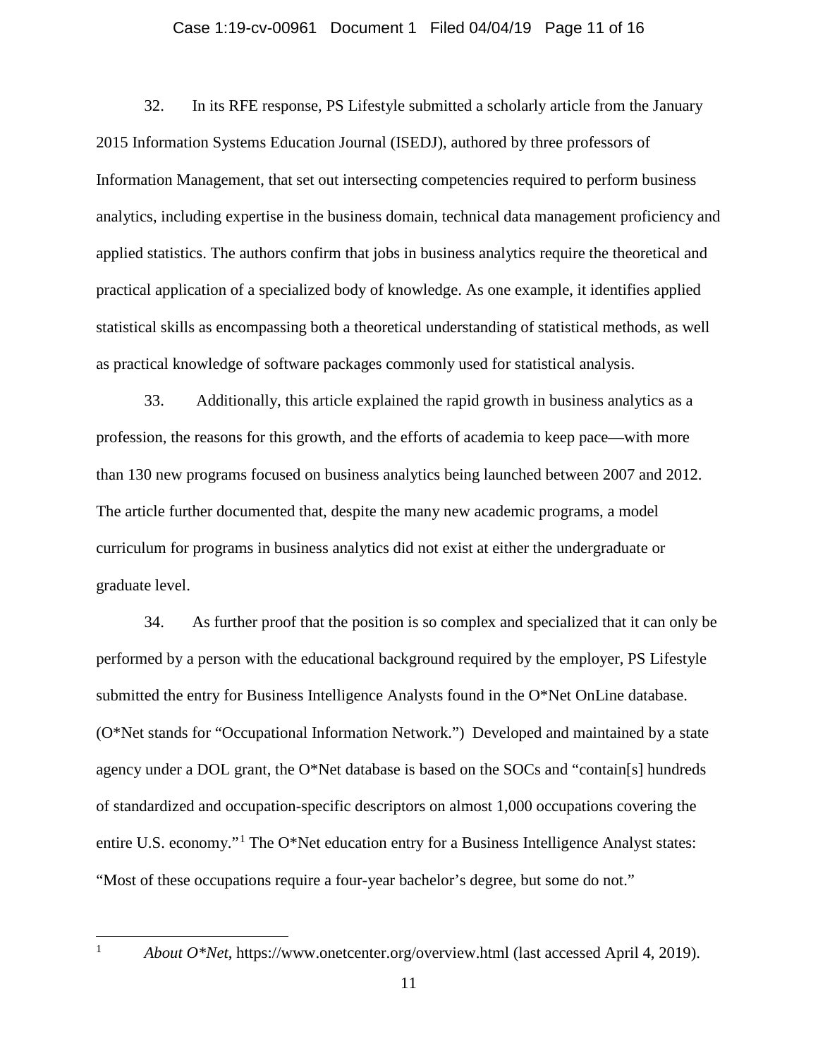32. In its RFE response, PS Lifestyle submitted a scholarly article from the January 2015 Information Systems Education Journal (ISEDJ), authored by three professors of Information Management, that set out intersecting competencies required to perform business analytics, including expertise in the business domain, technical data management proficiency and applied statistics. The authors confirm that jobs in business analytics require the theoretical and practical application of a specialized body of knowledge. As one example, it identifies applied statistical skills as encompassing both a theoretical understanding of statistical methods, as well as practical knowledge of software packages commonly used for statistical analysis.

33. Additionally, this article explained the rapid growth in business analytics as a profession, the reasons for this growth, and the efforts of academia to keep pace—with more than 130 new programs focused on business analytics being launched between 2007 and 2012. The article further documented that, despite the many new academic programs, a model curriculum for programs in business analytics did not exist at either the undergraduate or graduate level.

34. As further proof that the position is so complex and specialized that it can only be performed by a person with the educational background required by the employer, PS Lifestyle submitted the entry for Business Intelligence Analysts found in the O*Net OnLine database. (O*Net stands for "Occupational Information Network.") Developed and maintained by a state agency under a DOL grant, the O*Net database is based on the SOCs and "contain[s] hundreds of standardized and occupation-specific descriptors on almost 1,000 occupations covering the entire U.S. economy."[1] The O*Net education entry for a Business Intelligence Analyst states: "Most of these occupations require a four-year bachelor's degree, but some do not."

---

[1] *About O*Net*, https://www.onetcenter.org/overview.html (last accessed April 4, 2019).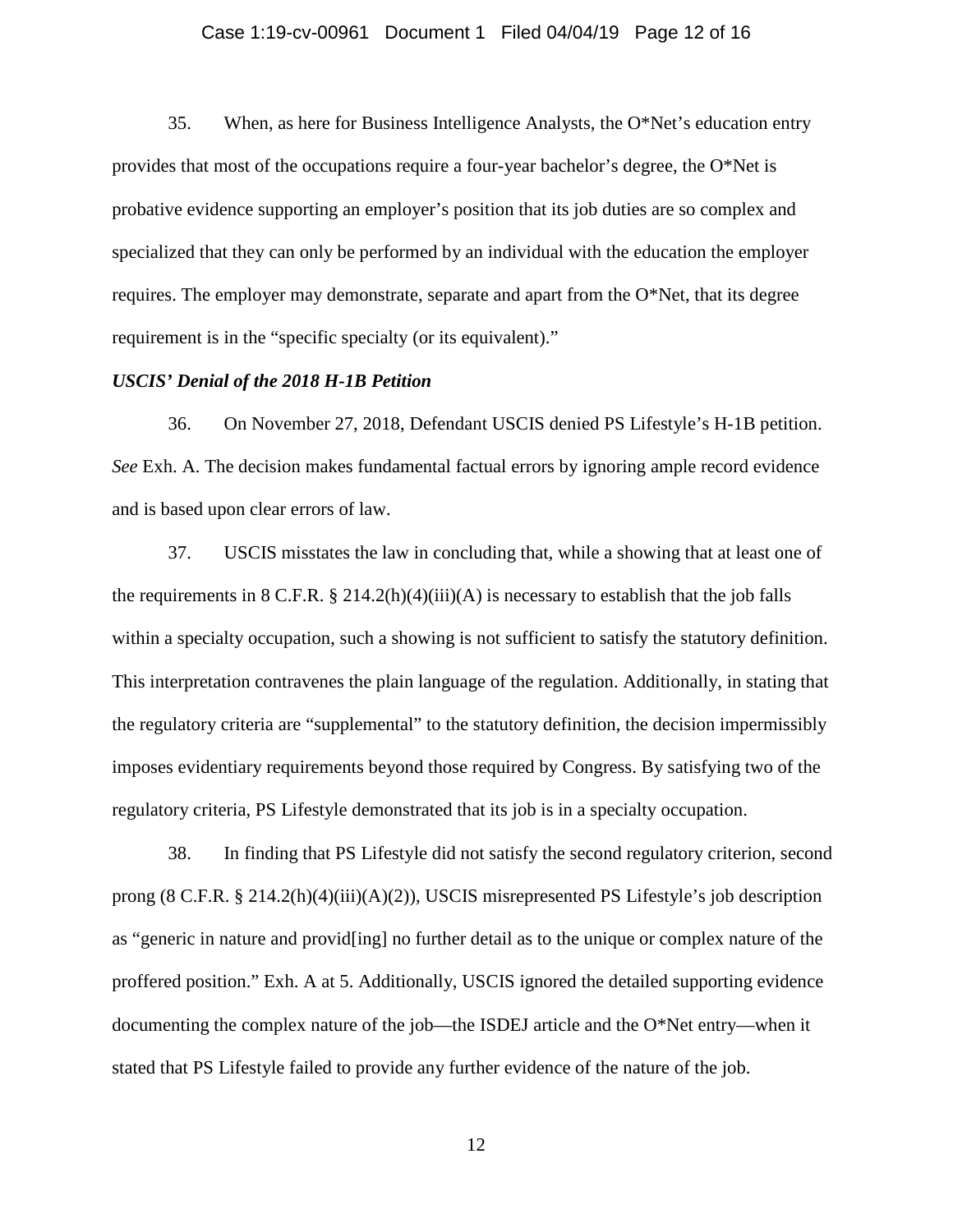35. When, as here for Business Intelligence Analysts, the O*Net's education entry provides that most of the occupations require a four-year bachelor's degree, the O*Net is probative evidence supporting an employer's position that its job duties are so complex and specialized that they can only be performed by an individual with the education the employer requires. The employer may demonstrate, separate and apart from the O*Net, that its degree requirement is in the "specific specialty (or its equivalent)."

***USCIS' Denial of the 2018 H-1B Petition***

36. On November 27, 2018, Defendant USCIS denied PS Lifestyle's H-1B petition. *See* Exh. A. The decision makes fundamental factual errors by ignoring ample record evidence and is based upon clear errors of law.

37. USCIS misstates the law in concluding that, while a showing that at least one of the requirements in 8 C.F.R. § 214.2(h)(4)(iii)(A) is necessary to establish that the job falls within a specialty occupation, such a showing is not sufficient to satisfy the statutory definition. This interpretation contravenes the plain language of the regulation. Additionally, in stating that the regulatory criteria are "supplemental" to the statutory definition, the decision impermissibly imposes evidentiary requirements beyond those required by Congress. By satisfying two of the regulatory criteria, PS Lifestyle demonstrated that its job is in a specialty occupation.

38. In finding that PS Lifestyle did not satisfy the second regulatory criterion, second prong (8 C.F.R. § 214.2(h)(4)(iii)(A)(2)), USCIS misrepresented PS Lifestyle's job description as "generic in nature and provid[ing] no further detail as to the unique or complex nature of the proffered position." Exh. A at 5. Additionally, USCIS ignored the detailed supporting evidence documenting the complex nature of the job—the ISDEJ article and the O*Net entry—when it stated that PS Lifestyle failed to provide any further evidence of the nature of the job.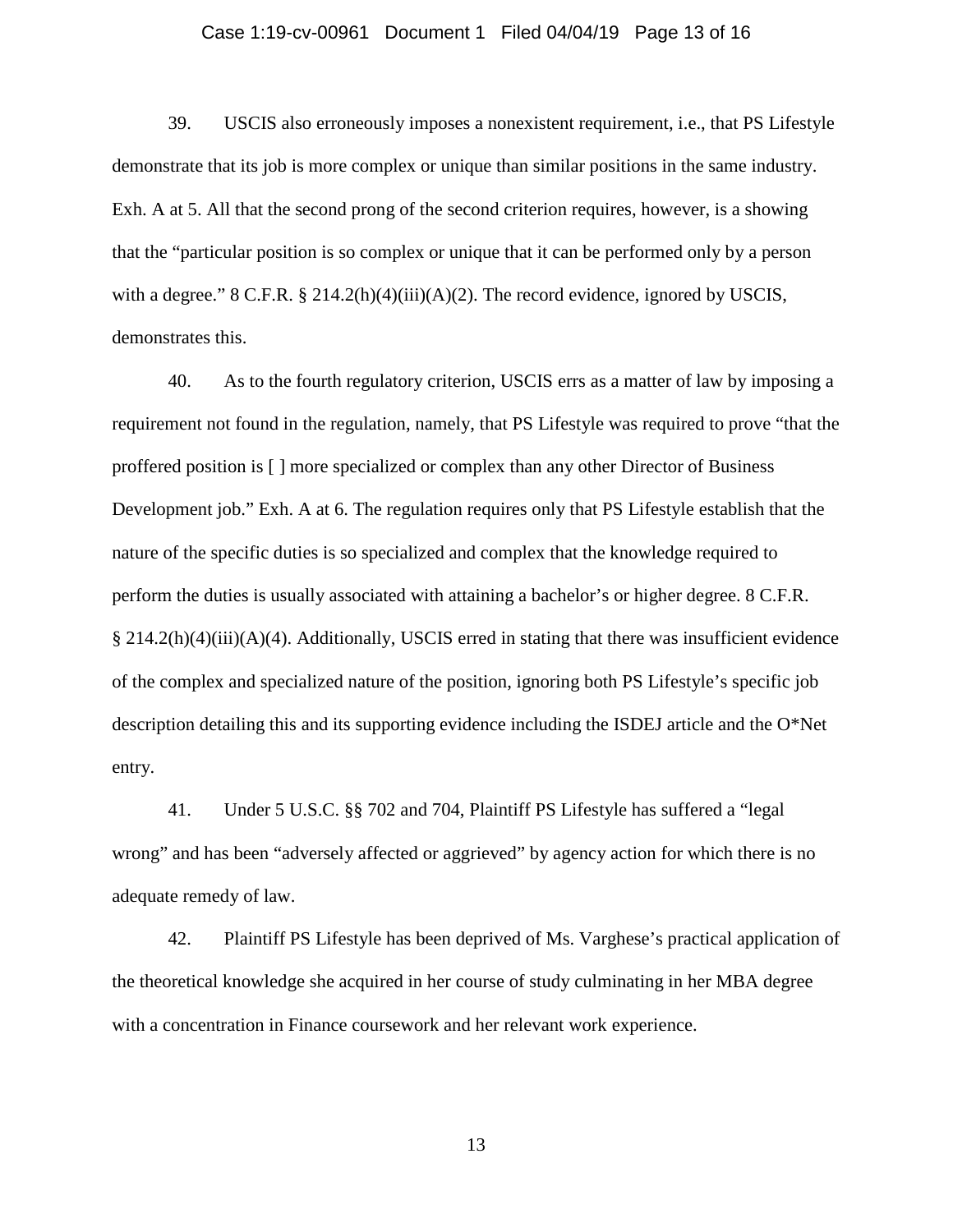39. USCIS also erroneously imposes a nonexistent requirement, i.e., that PS Lifestyle demonstrate that its job is more complex or unique than similar positions in the same industry. Exh. A at 5. All that the second prong of the second criterion requires, however, is a showing that the "particular position is so complex or unique that it can be performed only by a person with a degree." 8 C.F.R. § 214.2(h)(4)(iii)(A)(2). The record evidence, ignored by USCIS, demonstrates this.

40. As to the fourth regulatory criterion, USCIS errs as a matter of law by imposing a requirement not found in the regulation, namely, that PS Lifestyle was required to prove "that the proffered position is [ ] more specialized or complex than any other Director of Business Development job." Exh. A at 6. The regulation requires only that PS Lifestyle establish that the nature of the specific duties is so specialized and complex that the knowledge required to perform the duties is usually associated with attaining a bachelor's or higher degree. 8 C.F.R. § 214.2(h)(4)(iii)(A)(4). Additionally, USCIS erred in stating that there was insufficient evidence of the complex and specialized nature of the position, ignoring both PS Lifestyle's specific job description detailing this and its supporting evidence including the ISDEJ article and the O*Net entry.

41. Under 5 U.S.C. §§ 702 and 704, Plaintiff PS Lifestyle has suffered a "legal wrong" and has been "adversely affected or aggrieved" by agency action for which there is no adequate remedy of law.

42. Plaintiff PS Lifestyle has been deprived of Ms. Varghese's practical application of the theoretical knowledge she acquired in her course of study culminating in her MBA degree with a concentration in Finance coursework and her relevant work experience.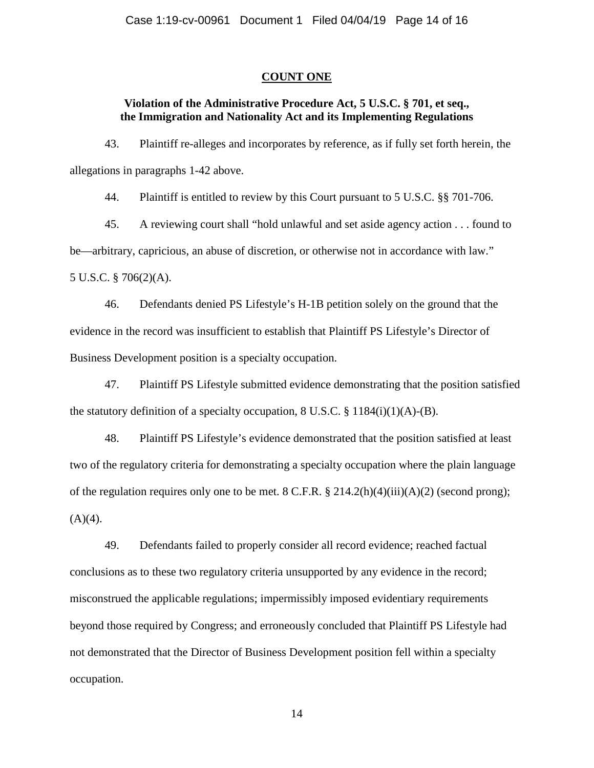## COUNT ONE

### Violation of the Administrative Procedure Act, 5 U.S.C. § 701, et seq., the Immigration and Nationality Act and its Implementing Regulations

43. Plaintiff re-alleges and incorporates by reference, as if fully set forth herein, the allegations in paragraphs 1-42 above.

44. Plaintiff is entitled to review by this Court pursuant to 5 U.S.C. §§ 701-706.

45. A reviewing court shall "hold unlawful and set aside agency action . . . found to be—arbitrary, capricious, an abuse of discretion, or otherwise not in accordance with law." 5 U.S.C. § 706(2)(A).

46. Defendants denied PS Lifestyle's H-1B petition solely on the ground that the evidence in the record was insufficient to establish that Plaintiff PS Lifestyle's Director of Business Development position is a specialty occupation.

47. Plaintiff PS Lifestyle submitted evidence demonstrating that the position satisfied the statutory definition of a specialty occupation, 8 U.S.C. § 1184(i)(1)(A)-(B).

48. Plaintiff PS Lifestyle's evidence demonstrated that the position satisfied at least two of the regulatory criteria for demonstrating a specialty occupation where the plain language of the regulation requires only one to be met. 8 C.F.R. § 214.2(h)(4)(iii)(A)(2) (second prong); (A)(4).

49. Defendants failed to properly consider all record evidence; reached factual conclusions as to these two regulatory criteria unsupported by any evidence in the record; misconstrued the applicable regulations; impermissibly imposed evidentiary requirements beyond those required by Congress; and erroneously concluded that Plaintiff PS Lifestyle had not demonstrated that the Director of Business Development position fell within a specialty occupation.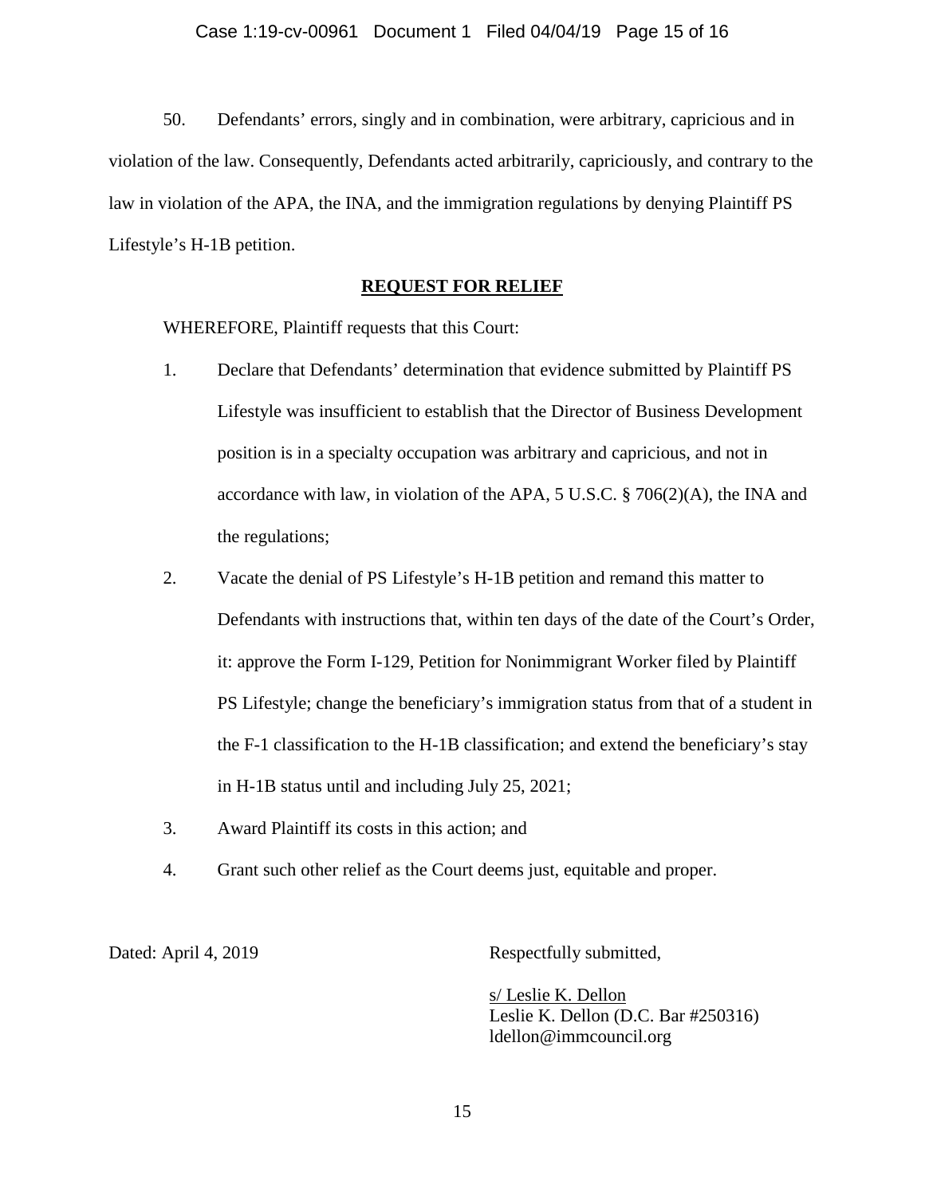50. Defendants' errors, singly and in combination, were arbitrary, capricious and in violation of the law. Consequently, Defendants acted arbitrarily, capriciously, and contrary to the law in violation of the APA, the INA, and the immigration regulations by denying Plaintiff PS Lifestyle's H-1B petition.

## REQUEST FOR RELIEF

WHEREFORE, Plaintiff requests that this Court:

1. Declare that Defendants' determination that evidence submitted by Plaintiff PS Lifestyle was insufficient to establish that the Director of Business Development position is in a specialty occupation was arbitrary and capricious, and not in accordance with law, in violation of the APA, 5 U.S.C. § 706(2)(A), the INA and the regulations;
2. Vacate the denial of PS Lifestyle's H-1B petition and remand this matter to Defendants with instructions that, within ten days of the date of the Court's Order, it: approve the Form I-129, Petition for Nonimmigrant Worker filed by Plaintiff PS Lifestyle; change the beneficiary's immigration status from that of a student in the F-1 classification to the H-1B classification; and extend the beneficiary's stay in H-1B status until and including July 25, 2021;
3. Award Plaintiff its costs in this action; and
4. Grant such other relief as the Court deems just, equitable and proper.

Dated: April 4, 2019

Respectfully submitted,

s/ Leslie K. Dellon
Leslie K. Dellon (D.C. Bar #250316)
ldellon@immcouncil.org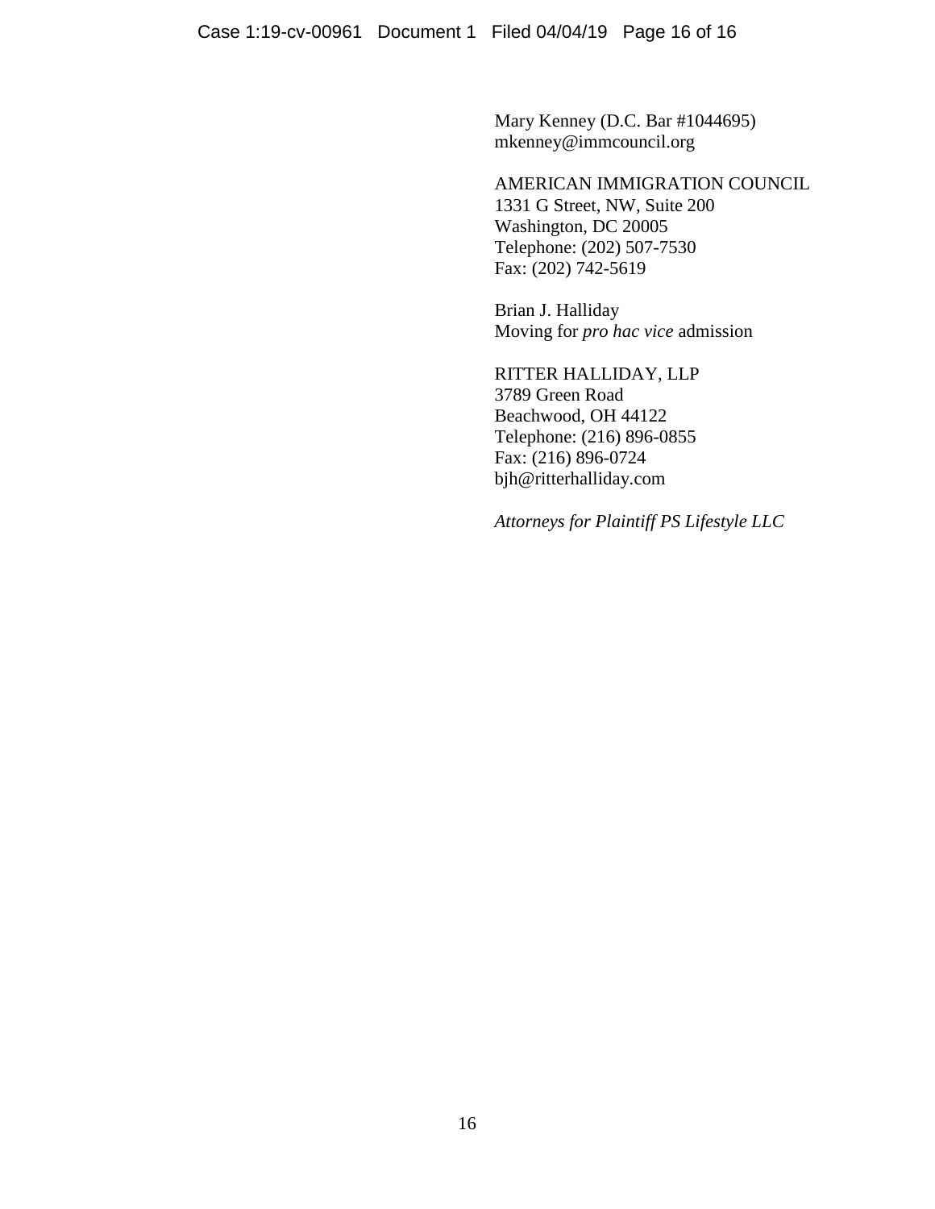Mary Kenney (D.C. Bar #1044695)
mkenney@immcouncil.org

AMERICAN IMMIGRATION COUNCIL
1331 G Street, NW, Suite 200
Washington, DC 20005
Telephone: (202) 507-7530
Fax: (202) 742-5619

Brian J. Halliday
Moving for *pro hac vice* admission

RITTER HALLIDAY, LLP
3789 Green Road
Beachwood, OH 44122
Telephone: (216) 896-0855
Fax: (216) 896-0724
bjh@ritterhalliday.com

*Attorneys for Plaintiff PS Lifestyle LLC*